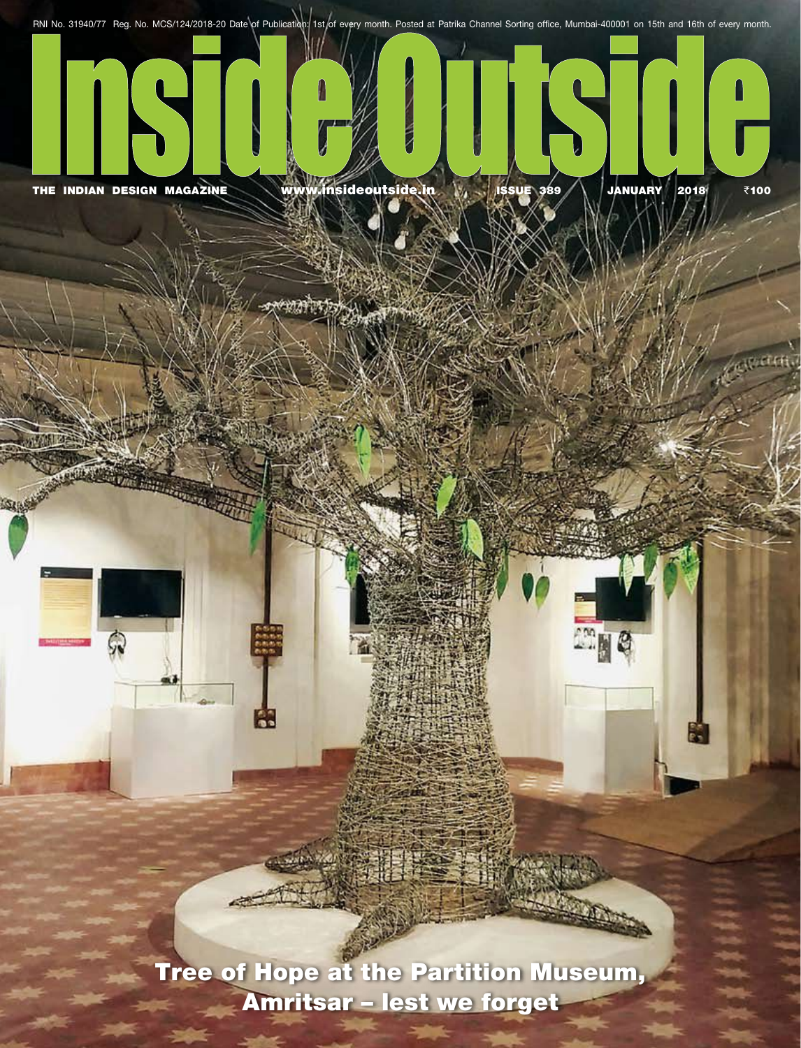RNI No. 31940/77 Reg. No. MCS/124/2018-20 Date of Publication: 1st of every month. Posted at Patrika Channel Sorting office, Mumbai-400001 on 15th and 16th of every month.

# Inside Outside

THE INDIAN DESIGN MAGAZINE www.insideoutside.in ISSUE 389 JANUARY 2018 ₹100

## Tree of Hope at the Partition Museum, Amritsar – lest we forget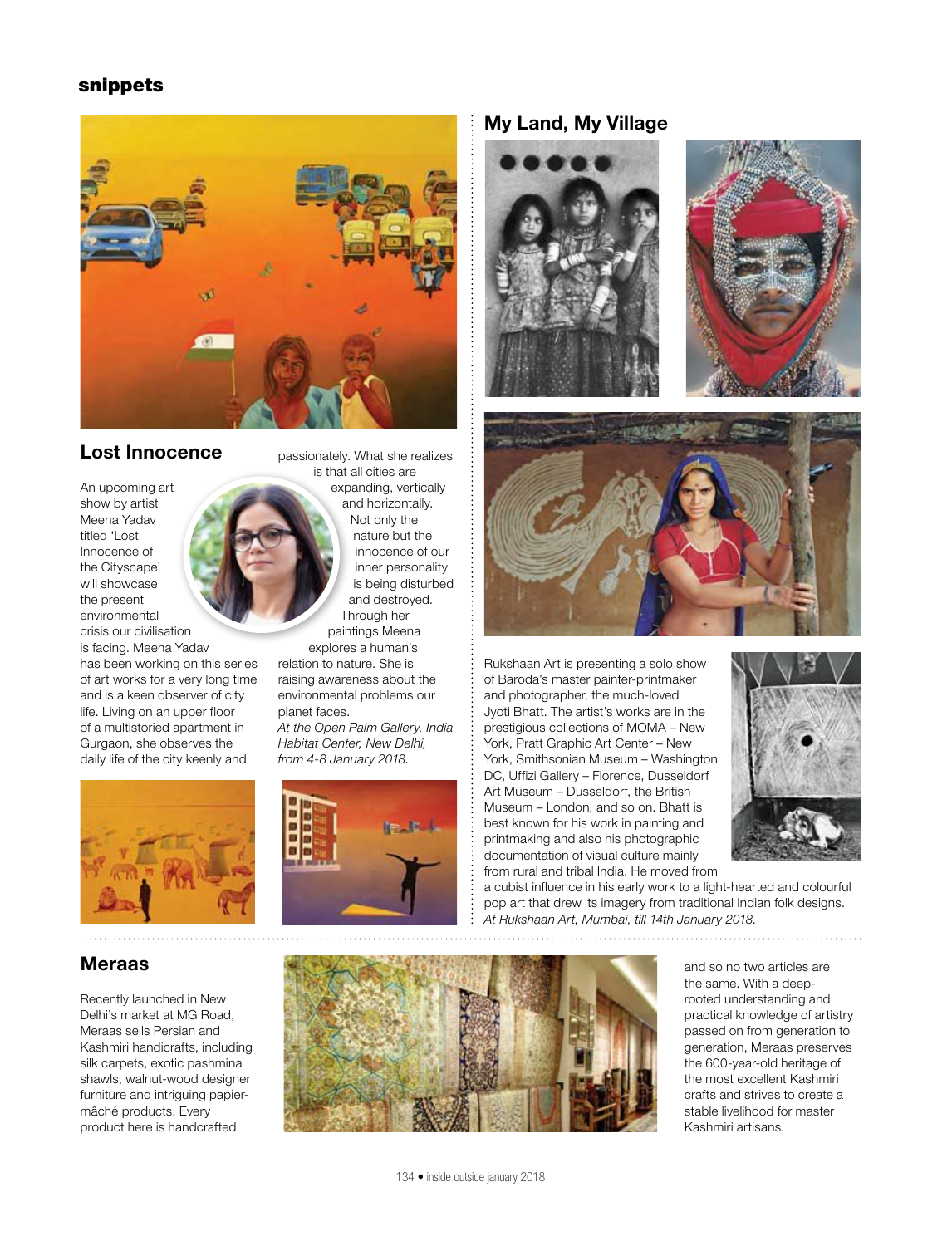## snippets

## Lost Innocence

An upcoming art show by artist Meena Yadav titled 'Lost Innocence of the Cityscape' will showcase the present environmental crisis our civilisation is facing. Meena Yadav has been working on this series of art works for a very long time and is a keen observer of city life. Living on an upper floor of a multistoried apartment in Gurgaon, she observes the daily life of the city keenly and passionately. What she realizes is that all cities are expanding, vertically and horizontally. Not only the nature but the innocence of our inner personality is being disturbed and destroyed. Through her paintings Meena explores a human's relation to nature. She is raising awareness about the environmental problems our planet faces.

*At the Open Palm Gallery, India Habitat Center, New Delhi, from 4-8 January 2018.*

## My Land, My Village

Rukshaan Art is presenting a solo show of Baroda's master painter-printmaker and photographer, the much-loved Jyoti Bhatt. The artist's works are in the prestigious collections of MOMA – New York, Pratt Graphic Art Center – New York, Smithsonian Museum – Washington DC, Uffizi Gallery – Florence, Dusseldorf Art Museum – Dusseldorf, the British Museum – London, and so on. Bhatt is best known for his work in painting and printmaking and also his photographic documentation of visual culture mainly from rural and tribal India. He moved from a cubist influence in his early work to a light-hearted and colourful pop art that drew its imagery from traditional Indian folk designs.

*At Rukshaan Art, Mumbai, till 14th January 2018.*

## Meraas

Recently launched in New Delhi's market at MG Road, Meraas sells Persian and Kashmiri handicrafts, including silk carpets, exotic pashmina shawls, walnut-wood designer furniture and intriguing papier-mâché products. Every product here is handcrafted and so no two articles are the same. With a deep-rooted understanding and practical knowledge of artistry passed on from generation to generation, Meraas preserves the 600-year-old heritage of the most excellent Kashmiri crafts and strives to create a stable livelihood for master Kashmiri artisans.